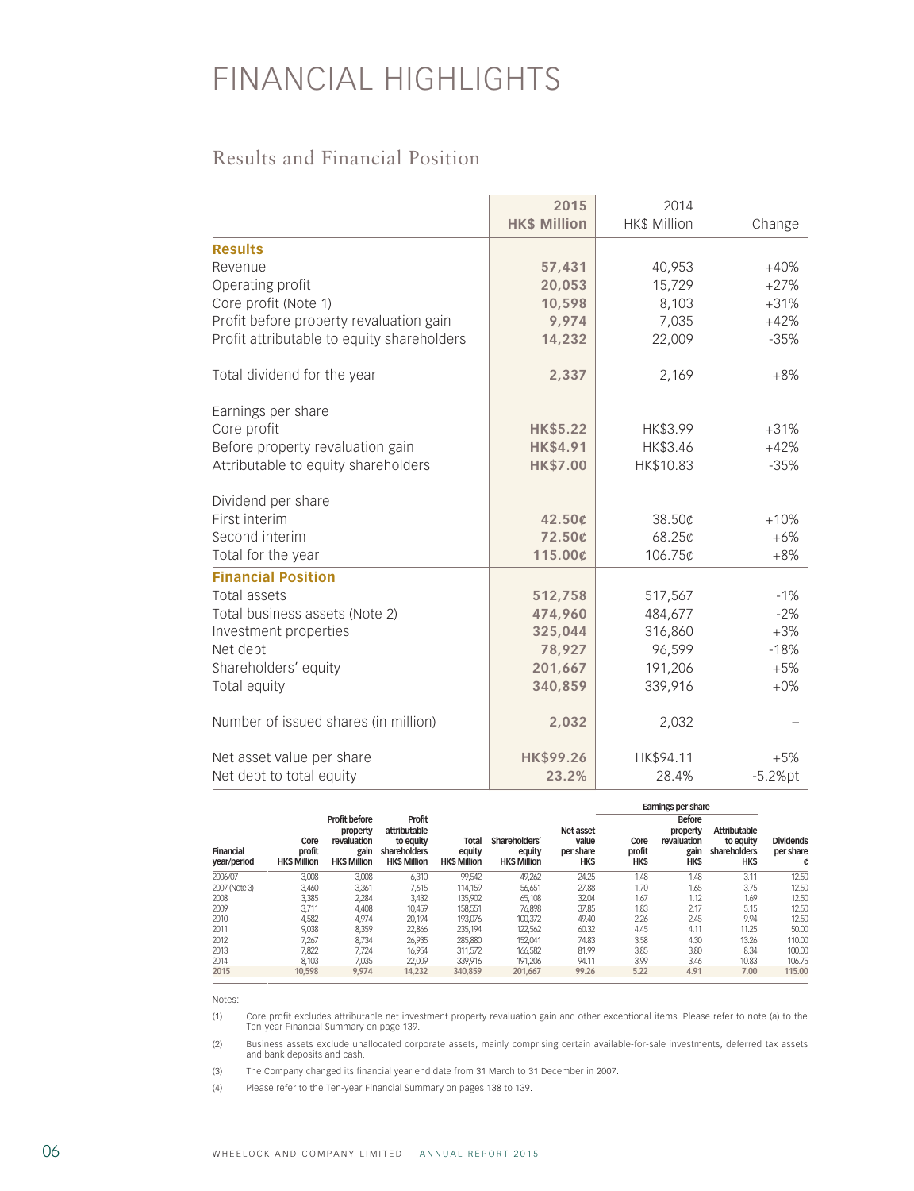# FINANCIAL HIGHLIGHTS

## Results and Financial Position

| | 2015 HK$ Million | 2014 HK$ Million | Change |
|---|---|---|---|
| **Results** | | | |
| Revenue | **57,431** | 40,953 | +40% |
| Operating profit | **20,053** | 15,729 | +27% |
| Core profit (Note 1) | **10,598** | 8,103 | +31% |
| Profit before property revaluation gain | **9,974** | 7,035 | +42% |
| Profit attributable to equity shareholders | **14,232** | 22,009 | -35% |
| Total dividend for the year | **2,337** | 2,169 | +8% |
| Earnings per share | | | |
| Core profit | **HK$5.22** | HK$3.99 | +31% |
| Before property revaluation gain | **HK$4.91** | HK$3.46 | +42% |
| Attributable to equity shareholders | **HK$7.00** | HK$10.83 | -35% |
| Dividend per share | | | |
| First interim | **42.50¢** | 38.50¢ | +10% |
| Second interim | **72.50¢** | 68.25¢ | +6% |
| Total for the year | **115.00¢** | 106.75¢ | +8% |
| **Financial Position** | | | |
| Total assets | **512,758** | 517,567 | -1% |
| Total business assets (Note 2) | **474,960** | 484,677 | -2% |
| Investment properties | **325,044** | 316,860 | +3% |
| Net debt | **78,927** | 96,599 | -18% |
| Shareholders' equity | **201,667** | 191,206 | +5% |
| Total equity | **340,859** | 339,916 | +0% |
| Number of issued shares (in million) | **2,032** | 2,032 | – |
| Net asset value per share | **HK$99.26** | HK$94.11 | +5% |
| Net debt to total equity | **23.2%** | 28.4% | -5.2%pt |

| Financial year/period | Core profit HK$ Million | Profit before property revaluation gain HK$ Million | Profit attributable to equity shareholders HK$ Million | Total equity HK$ Million | Shareholders' equity HK$ Million | Net asset value per share HK$ | Earnings per share: Core profit HK$ | Earnings per share: Before property revaluation gain HK$ | Earnings per share: Attributable to equity shareholders HK$ | Dividends per share ¢ |
|---|---|---|---|---|---|---|---|---|---|---|
| 2006/07 | 3,008 | 3,008 | 6,310 | 99,542 | 49,262 | 24.25 | 1.48 | 1.48 | 3.11 | 12.50 |
| 2007 (Note 3) | 3,460 | 3,361 | 7,615 | 114,159 | 56,651 | 27.88 | 1.70 | 1.65 | 3.75 | 12.50 |
| 2008 | 3,385 | 2,284 | 3,432 | 135,902 | 65,108 | 32.04 | 1.67 | 1.12 | 1.69 | 12.50 |
| 2009 | 3,711 | 4,408 | 10,459 | 158,551 | 76,898 | 37.85 | 1.83 | 2.17 | 5.15 | 12.50 |
| 2010 | 4,582 | 4,974 | 20,194 | 193,076 | 100,372 | 49.40 | 2.26 | 2.45 | 9.94 | 12.50 |
| 2011 | 9,038 | 8,359 | 22,866 | 235,194 | 122,562 | 60.32 | 4.45 | 4.11 | 11.25 | 50.00 |
| 2012 | 7,267 | 8,734 | 26,935 | 285,880 | 152,041 | 74.83 | 3.58 | 4.30 | 13.26 | 110.00 |
| 2013 | 7,822 | 7,724 | 16,954 | 311,572 | 166,582 | 81.99 | 3.85 | 3.80 | 8.34 | 100.00 |
| 2014 | 8,103 | 7,035 | 22,009 | 339,916 | 191,206 | 94.11 | 3.99 | 3.46 | 10.83 | 106.75 |
| **2015** | **10,598** | **9,974** | **14,232** | **340,859** | **201,667** | **99.26** | **5.22** | **4.91** | **7.00** | **115.00** |

Notes:

(1) Core profit excludes attributable net investment property revaluation gain and other exceptional items. Please refer to note (a) to the Ten-year Financial Summary on page 139.

(2) Business assets exclude unallocated corporate assets, mainly comprising certain available-for-sale investments, deferred tax assets and bank deposits and cash.

(3) The Company changed its financial year end date from 31 March to 31 December in 2007.

(4) Please refer to the Ten-year Financial Summary on pages 138 to 139.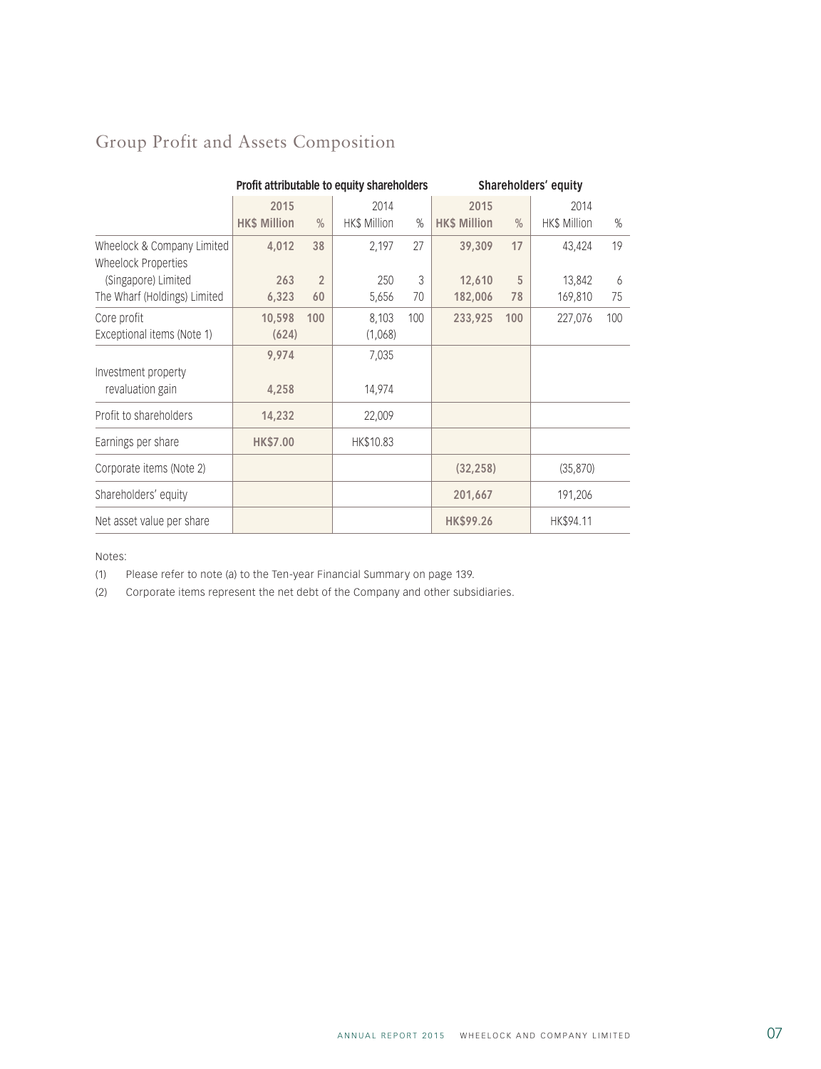## Group Profit and Assets Composition

| | Profit attributable to equity shareholders | | | | Shareholders' equity | | | |
|---|---|---|---|---|---|---|---|---|
| | **2015** | | 2014 | | **2015** | | 2014 | |
| | **HK$ Million** | **%** | HK$ Million | % | **HK$ Million** | **%** | HK$ Million | % |
| Wheelock & Company Limited | **4,012** | **38** | 2,197 | 27 | **39,309** | **17** | 43,424 | 19 |
| Wheelock Properties (Singapore) Limited | **263** | **2** | 250 | 3 | **12,610** | **5** | 13,842 | 6 |
| The Wharf (Holdings) Limited | **6,323** | **60** | 5,656 | 70 | **182,006** | **78** | 169,810 | 75 |
| Core profit | **10,598** | **100** | 8,103 | 100 | **233,925** | **100** | 227,076 | 100 |
| Exceptional items (Note 1) | **(624)** | | (1,068) | | | | | |
| | **9,974** | | 7,035 | | | | | |
| Investment property revaluation gain | **4,258** | | 14,974 | | | | | |
| Profit to shareholders | **14,232** | | 22,009 | | | | | |
| Earnings per share | **HK$7.00** | | HK$10.83 | | | | | |
| Corporate items (Note 2) | | | | | **(32,258)** | | (35,870) | |
| Shareholders' equity | | | | | **201,667** | | 191,206 | |
| Net asset value per share | | | | | **HK$99.26** | | HK$94.11 | |

Notes:

(1) Please refer to note (a) to the Ten-year Financial Summary on page 139.

(2) Corporate items represent the net debt of the Company and other subsidiaries.